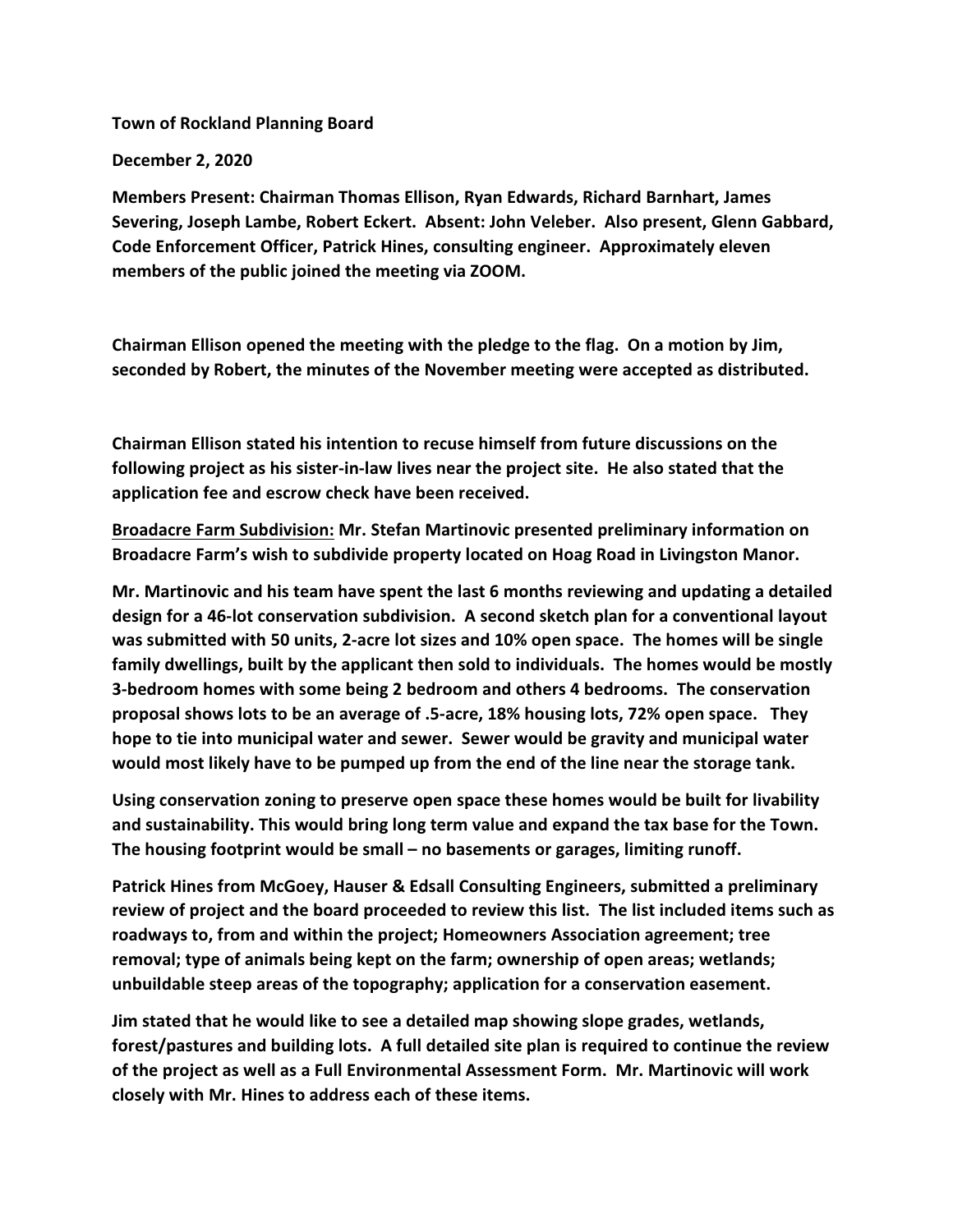**Town of Rockland Planning Board**

**December 2, 2020**

**Members Present: Chairman Thomas Ellison, Ryan Edwards, Richard Barnhart, James Severing, Joseph Lambe, Robert Eckert. Absent: John Veleber. Also present, Glenn Gabbard, Code Enforcement Officer, Patrick Hines, consulting engineer. Approximately eleven members of the public joined the meeting via ZOOM.**

**Chairman Ellison opened the meeting with the pledge to the flag. On a motion by Jim, seconded by Robert, the minutes of the November meeting were accepted as distributed.**

**Chairman Ellison stated his intention to recuse himself from future discussions on the following project as his sister-in-law lives near the project site. He also stated that the application fee and escrow check have been received.**

**<u>Broadacre Farm Subdivision:</u> Mr. Stefan Martinovic presented preliminary information on Broadacre Farm's wish to subdivide property located on Hoag Road in Livingston Manor.**

**Mr. Martinovic and his team have spent the last 6 months reviewing and updating a detailed design for a 46-lot conservation subdivision. A second sketch plan for a conventional layout was submitted with 50 units, 2-acre lot sizes and 10% open space. The homes will be single family dwellings, built by the applicant then sold to individuals. The homes would be mostly 3-bedroom homes with some being 2 bedroom and others 4 bedrooms. The conservation proposal shows lots to be an average of .5-acre, 18% housing lots, 72% open space. They hope to tie into municipal water and sewer. Sewer would be gravity and municipal water would most likely have to be pumped up from the end of the line near the storage tank.**

**Using conservation zoning to preserve open space these homes would be built for livability and sustainability. This would bring long term value and expand the tax base for the Town. The housing footprint would be small – no basements or garages, limiting runoff.**

**Patrick Hines from McGoey, Hauser & Edsall Consulting Engineers, submitted a preliminary review of project and the board proceeded to review this list. The list included items such as roadways to, from and within the project; Homeowners Association agreement; tree removal; type of animals being kept on the farm; ownership of open areas; wetlands; unbuildable steep areas of the topography; application for a conservation easement.**

**Jim stated that he would like to see a detailed map showing slope grades, wetlands, forest/pastures and building lots. A full detailed site plan is required to continue the review of the project as well as a Full Environmental Assessment Form. Mr. Martinovic will work closely with Mr. Hines to address each of these items.**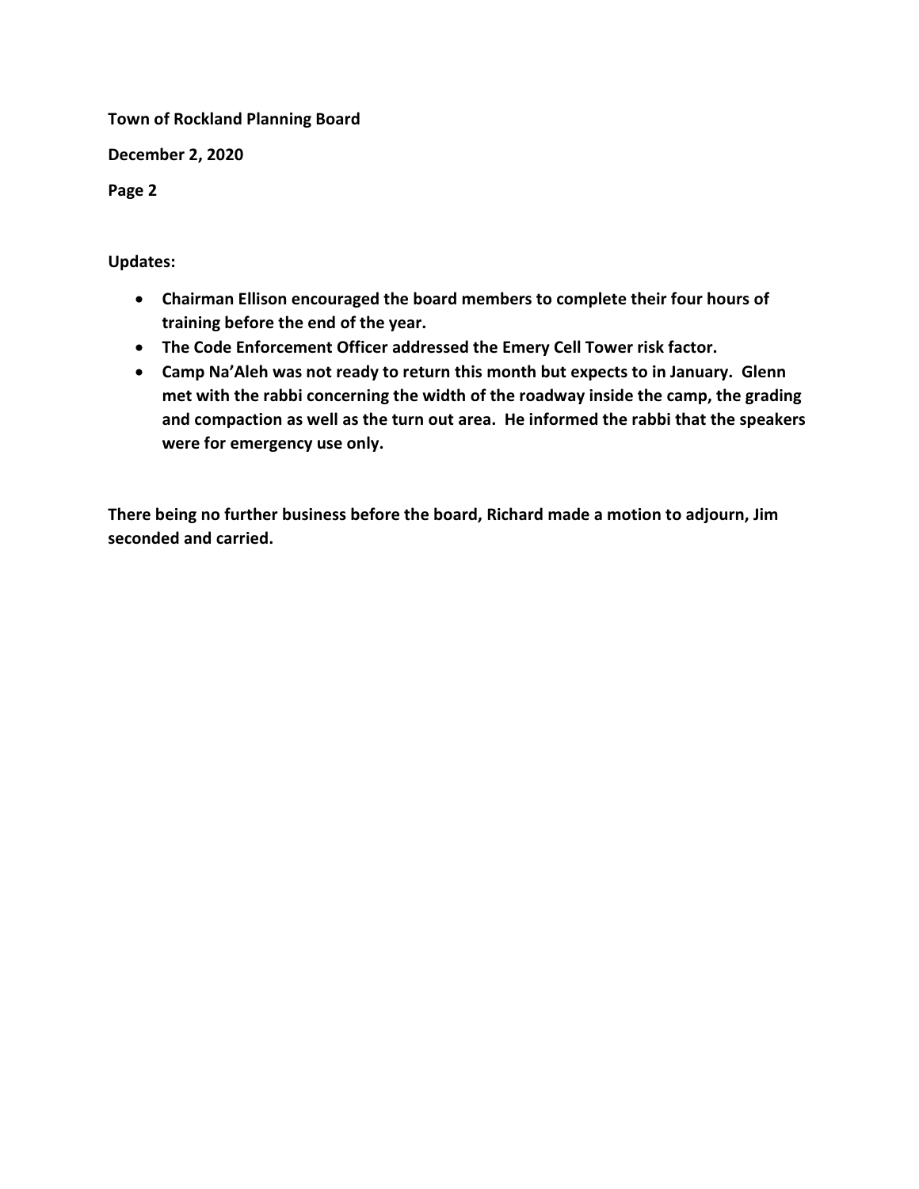**Updates:**

- **Chairman Ellison encouraged the board members to complete their four hours of training before the end of the year.**
- **The Code Enforcement Officer addressed the Emery Cell Tower risk factor.**
- **Camp Na'Aleh was not ready to return this month but expects to in January. Glenn met with the rabbi concerning the width of the roadway inside the camp, the grading and compaction as well as the turn out area. He informed the rabbi that the speakers were for emergency use only.**

**There being no further business before the board, Richard made a motion to adjourn, Jim seconded and carried.**